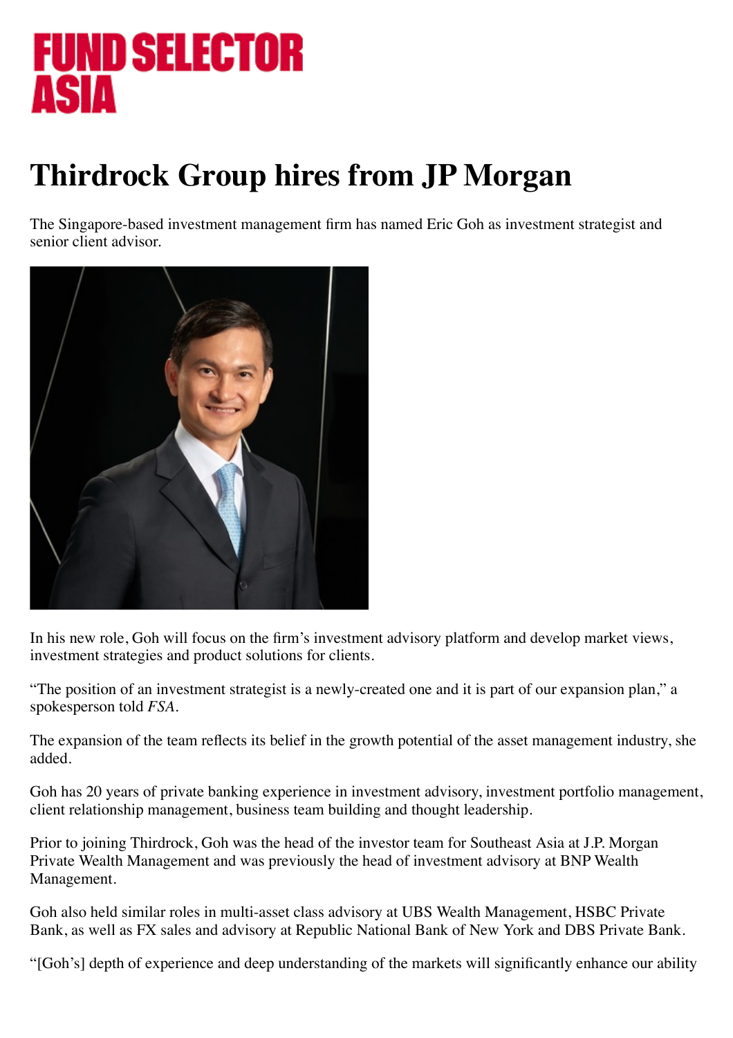# FUND SELECTOR ASIA

# Thirdrock Group hires from JP Morgan

The Singapore-based investment management firm has named Eric Goh as investment strategist and senior client advisor.

In his new role, Goh will focus on the firm's investment advisory platform and develop market views, investment strategies and product solutions for clients.

"The position of an investment strategist is a newly-created one and it is part of our expansion plan," a spokesperson told *FSA*.

The expansion of the team reflects its belief in the growth potential of the asset management industry, she added.

Goh has 20 years of private banking experience in investment advisory, investment portfolio management, client relationship management, business team building and thought leadership.

Prior to joining Thirdrock, Goh was the head of the investor team for Southeast Asia at J.P. Morgan Private Wealth Management and was previously the head of investment advisory at BNP Wealth Management.

Goh also held similar roles in multi-asset class advisory at UBS Wealth Management, HSBC Private Bank, as well as FX sales and advisory at Republic National Bank of New York and DBS Private Bank.

"[Goh's] depth of experience and deep understanding of the markets will significantly enhance our ability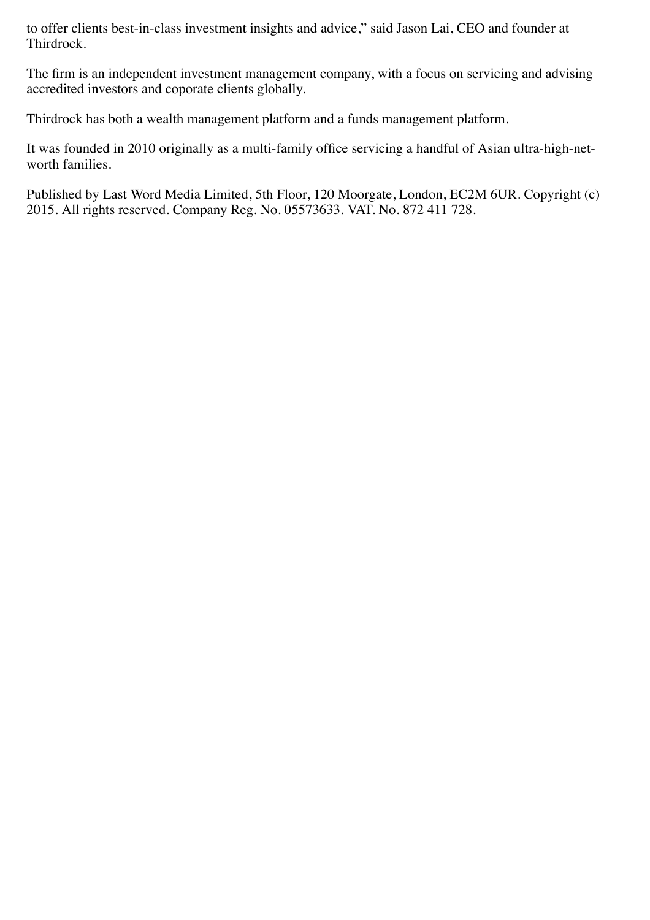to offer clients best-in-class investment insights and advice," said Jason Lai, CEO and founder at Thirdrock.

The firm is an independent investment management company, with a focus on servicing and advising accredited investors and coporate clients globally.

Thirdrock has both a wealth management platform and a funds management platform.

It was founded in 2010 originally as a multi-family office servicing a handful of Asian ultra-high-net-worth families.

Published by Last Word Media Limited, 5th Floor, 120 Moorgate, London, EC2M 6UR. Copyright (c) 2015. All rights reserved. Company Reg. No. 05573633. VAT. No. 872 411 728.